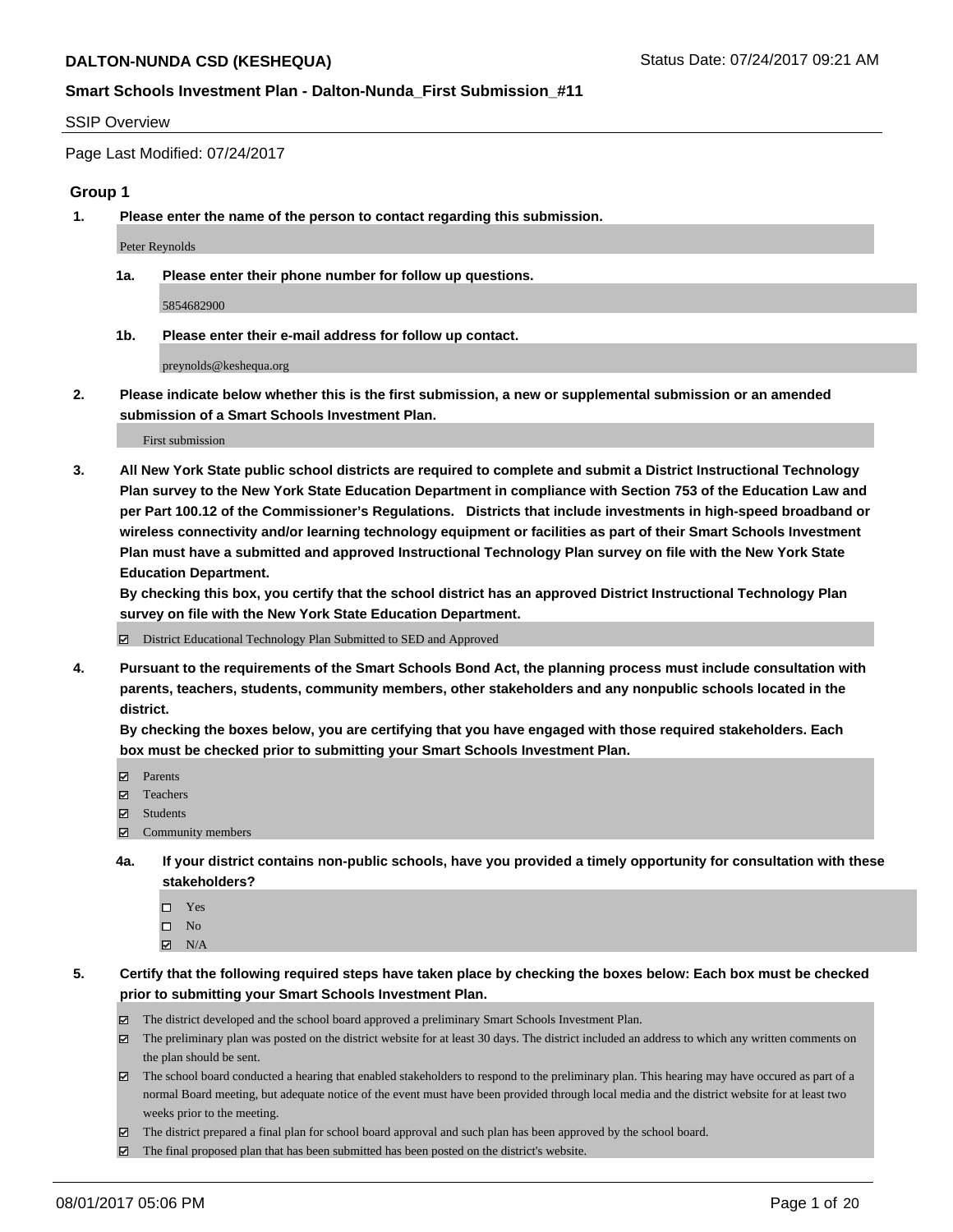# DALTON-NUNDA CSD (KESHEQUA)

Status Date: 07/24/2017 09:21 AM

## Smart Schools Investment Plan - Dalton-Nunda_First Submission_#11

SSIP Overview

Page Last Modified: 07/24/2017

### Group 1

1. **Please enter the name of the person to contact regarding this submission.**

   Peter Reynolds

   1a. **Please enter their phone number for follow up questions.**

   5854682900

   1b. **Please enter their e-mail address for follow up contact.**

   preynolds@keshequa.org

2. **Please indicate below whether this is the first submission, a new or supplemental submission or an amended submission of a Smart Schools Investment Plan.**

   First submission

3. **All New York State public school districts are required to complete and submit a District Instructional Technology Plan survey to the New York State Education Department in compliance with Section 753 of the Education Law and per Part 100.12 of the Commissioner's Regulations. Districts that include investments in high-speed broadband or wireless connectivity and/or learning technology equipment or facilities as part of their Smart Schools Investment Plan must have a submitted and approved Instructional Technology Plan survey on file with the New York State Education Department.**
   **By checking this box, you certify that the school district has an approved District Instructional Technology Plan survey on file with the New York State Education Department.**

   ☑ District Educational Technology Plan Submitted to SED and Approved

4. **Pursuant to the requirements of the Smart Schools Bond Act, the planning process must include consultation with parents, teachers, students, community members, other stakeholders and any nonpublic schools located in the district.**
   **By checking the boxes below, you are certifying that you have engaged with those required stakeholders. Each box must be checked prior to submitting your Smart Schools Investment Plan.**

   ☑ Parents
   ☑ Teachers
   ☑ Students
   ☑ Community members

   4a. **If your district contains non-public schools, have you provided a timely opportunity for consultation with these stakeholders?**

   ☐ Yes
   ☐ No
   ☑ N/A

5. **Certify that the following required steps have taken place by checking the boxes below: Each box must be checked prior to submitting your Smart Schools Investment Plan.**

   ☑ The district developed and the school board approved a preliminary Smart Schools Investment Plan.
   ☑ The preliminary plan was posted on the district website for at least 30 days. The district included an address to which any written comments on the plan should be sent.
   ☑ The school board conducted a hearing that enabled stakeholders to respond to the preliminary plan. This hearing may have occured as part of a normal Board meeting, but adequate notice of the event must have been provided through local media and the district website for at least two weeks prior to the meeting.
   ☑ The district prepared a final plan for school board approval and such plan has been approved by the school board.
   ☑ The final proposed plan that has been submitted has been posted on the district's website.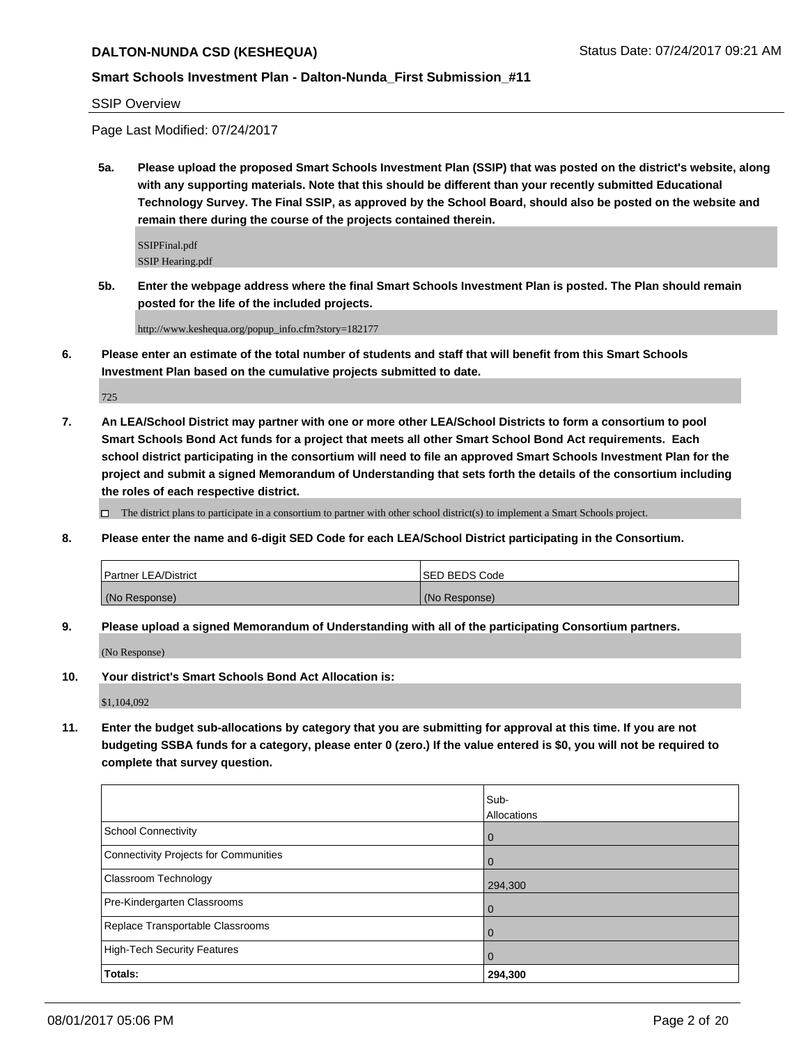## SSIP Overview

Page Last Modified: 07/24/2017

**5a. Please upload the proposed Smart Schools Investment Plan (SSIP) that was posted on the district's website, along with any supporting materials. Note that this should be different than your recently submitted Educational Technology Survey. The Final SSIP, as approved by the School Board, should also be posted on the website and remain there during the course of the projects contained therein.**

SSIPFinal.pdf
SSIP Hearing.pdf

**5b. Enter the webpage address where the final Smart Schools Investment Plan is posted. The Plan should remain posted for the life of the included projects.**

http://www.keshequa.org/popup_info.cfm?story=182177

**6. Please enter an estimate of the total number of students and staff that will benefit from this Smart Schools Investment Plan based on the cumulative projects submitted to date.**

725

**7. An LEA/School District may partner with one or more other LEA/School Districts to form a consortium to pool Smart Schools Bond Act funds for a project that meets all other Smart School Bond Act requirements. Each school district participating in the consortium will need to file an approved Smart Schools Investment Plan for the project and submit a signed Memorandum of Understanding that sets forth the details of the consortium including the roles of each respective district.**

☐ The district plans to participate in a consortium to partner with other school district(s) to implement a Smart Schools project.

**8. Please enter the name and 6-digit SED Code for each LEA/School District participating in the Consortium.**

| Partner LEA/District | SED BEDS Code |
|---|---|
| (No Response) | (No Response) |

**9. Please upload a signed Memorandum of Understanding with all of the participating Consortium partners.**

(No Response)

**10. Your district's Smart Schools Bond Act Allocation is:**

$1,104,092

**11. Enter the budget sub-allocations by category that you are submitting for approval at this time. If you are not budgeting SSBA funds for a category, please enter 0 (zero.) If the value entered is $0, you will not be required to complete that survey question.**

| | Sub-Allocations |
|---|---|
| School Connectivity | 0 |
| Connectivity Projects for Communities | 0 |
| Classroom Technology | 294,300 |
| Pre-Kindergarten Classrooms | 0 |
| Replace Transportable Classrooms | 0 |
| High-Tech Security Features | 0 |
| **Totals:** | **294,300** |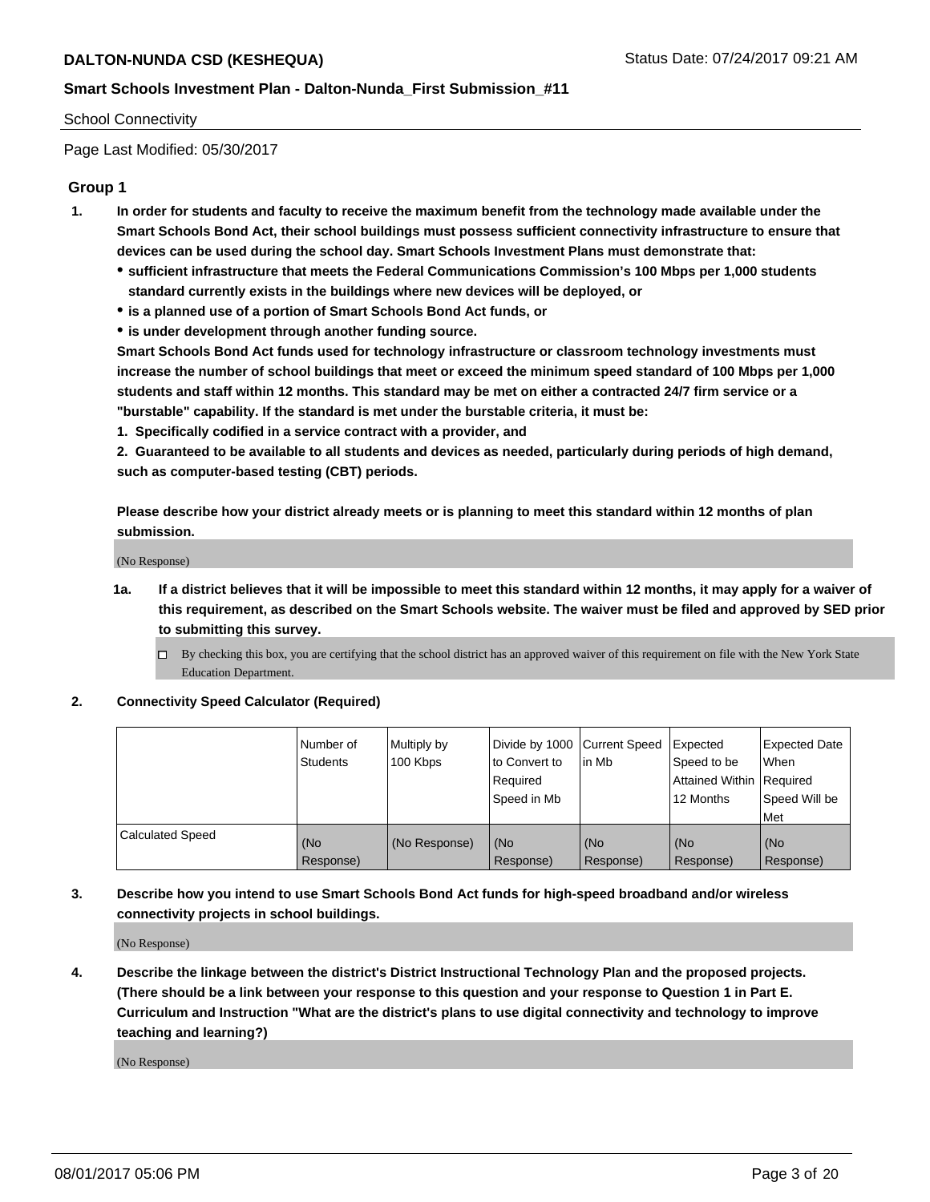School Connectivity

Page Last Modified: 05/30/2017

## Group 1

1. **In order for students and faculty to receive the maximum benefit from the technology made available under the Smart Schools Bond Act, their school buildings must possess sufficient connectivity infrastructure to ensure that devices can be used during the school day. Smart Schools Investment Plans must demonstrate that:**
   - **sufficient infrastructure that meets the Federal Communications Commission's 100 Mbps per 1,000 students standard currently exists in the buildings where new devices will be deployed, or**
   - **is a planned use of a portion of Smart Schools Bond Act funds, or**
   - **is under development through another funding source.**

   **Smart Schools Bond Act funds used for technology infrastructure or classroom technology investments must increase the number of school buildings that meet or exceed the minimum speed standard of 100 Mbps per 1,000 students and staff within 12 months. This standard may be met on either a contracted 24/7 firm service or a "burstable" capability. If the standard is met under the burstable criteria, it must be:**

   **1. Specifically codified in a service contract with a provider, and**

   **2. Guaranteed to be available to all students and devices as needed, particularly during periods of high demand, such as computer-based testing (CBT) periods.**

   **Please describe how your district already meets or is planning to meet this standard within 12 months of plan submission.**

   (No Response)

   1a. **If a district believes that it will be impossible to meet this standard within 12 months, it may apply for a waiver of this requirement, as described on the Smart Schools website. The waiver must be filed and approved by SED prior to submitting this survey.**

   ☐ By checking this box, you are certifying that the school district has an approved waiver of this requirement on file with the New York State Education Department.

2. **Connectivity Speed Calculator (Required)**

| | Number of Students | Multiply by 100 Kbps | Divide by 1000 to Convert to Required Speed in Mb | Current Speed in Mb | Expected Speed to be Attained Within 12 Months | Expected Date When Required Speed Will be Met |
|---|---|---|---|---|---|---|
| Calculated Speed | (No Response) | (No Response) | (No Response) | (No Response) | (No Response) | (No Response) |

3. **Describe how you intend to use Smart Schools Bond Act funds for high-speed broadband and/or wireless connectivity projects in school buildings.**

   (No Response)

4. **Describe the linkage between the district's District Instructional Technology Plan and the proposed projects. (There should be a link between your response to this question and your response to Question 1 in Part E. Curriculum and Instruction "What are the district's plans to use digital connectivity and technology to improve teaching and learning?)**

   (No Response)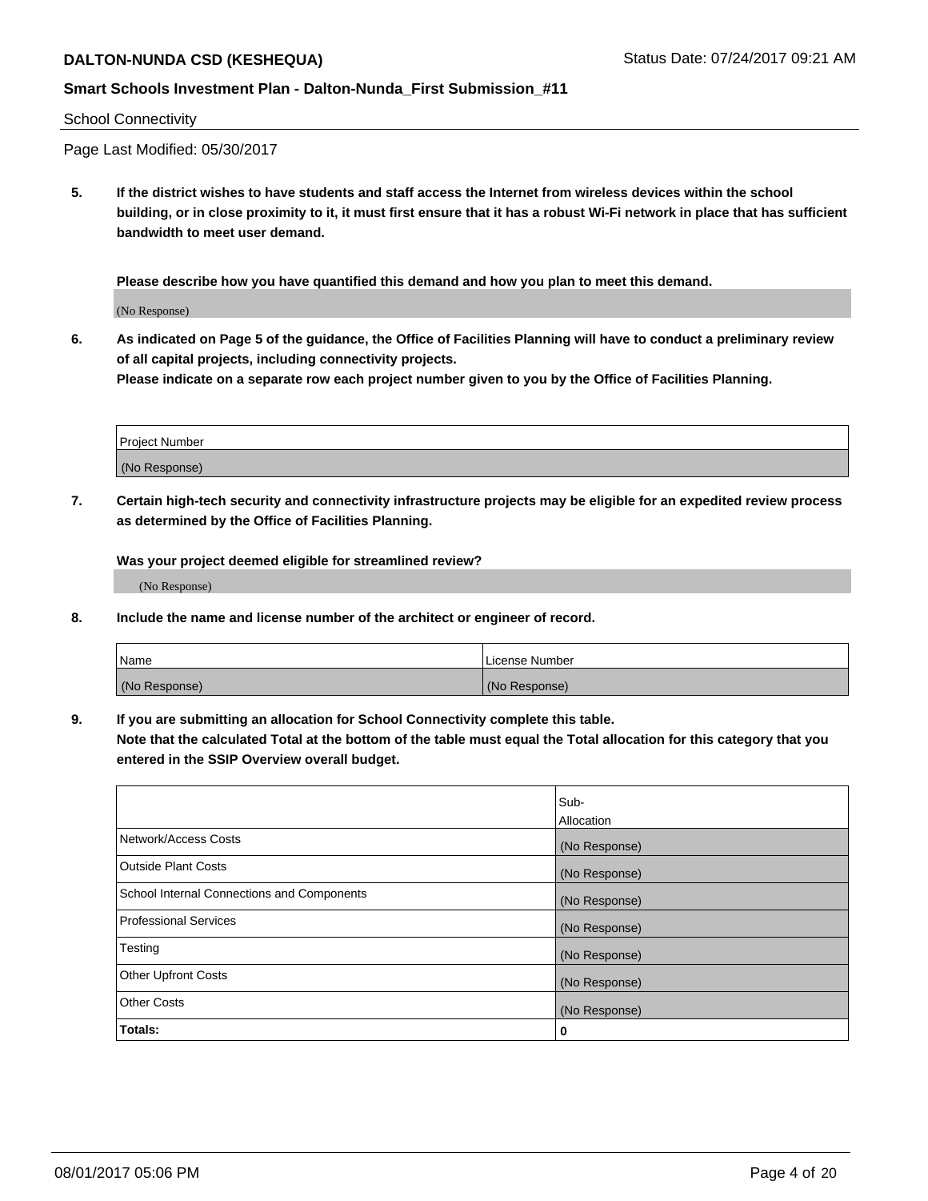School Connectivity

Page Last Modified: 05/30/2017

**5. If the district wishes to have students and staff access the Internet from wireless devices within the school building, or in close proximity to it, it must first ensure that it has a robust Wi-Fi network in place that has sufficient bandwidth to meet user demand.**

**Please describe how you have quantified this demand and how you plan to meet this demand.**

(No Response)

**6. As indicated on Page 5 of the guidance, the Office of Facilities Planning will have to conduct a preliminary review of all capital projects, including connectivity projects.**
**Please indicate on a separate row each project number given to you by the Office of Facilities Planning.**

| Project Number |
|---|
| (No Response) |

**7. Certain high-tech security and connectivity infrastructure projects may be eligible for an expedited review process as determined by the Office of Facilities Planning.**

**Was your project deemed eligible for streamlined review?**

(No Response)

**8. Include the name and license number of the architect or engineer of record.**

| Name | License Number |
|---|---|
| (No Response) | (No Response) |

**9. If you are submitting an allocation for School Connectivity complete this table.**
**Note that the calculated Total at the bottom of the table must equal the Total allocation for this category that you entered in the SSIP Overview overall budget.**

| | Sub-Allocation |
|---|---|
| Network/Access Costs | (No Response) |
| Outside Plant Costs | (No Response) |
| School Internal Connections and Components | (No Response) |
| Professional Services | (No Response) |
| Testing | (No Response) |
| Other Upfront Costs | (No Response) |
| Other Costs | (No Response) |
| **Totals:** | **0** |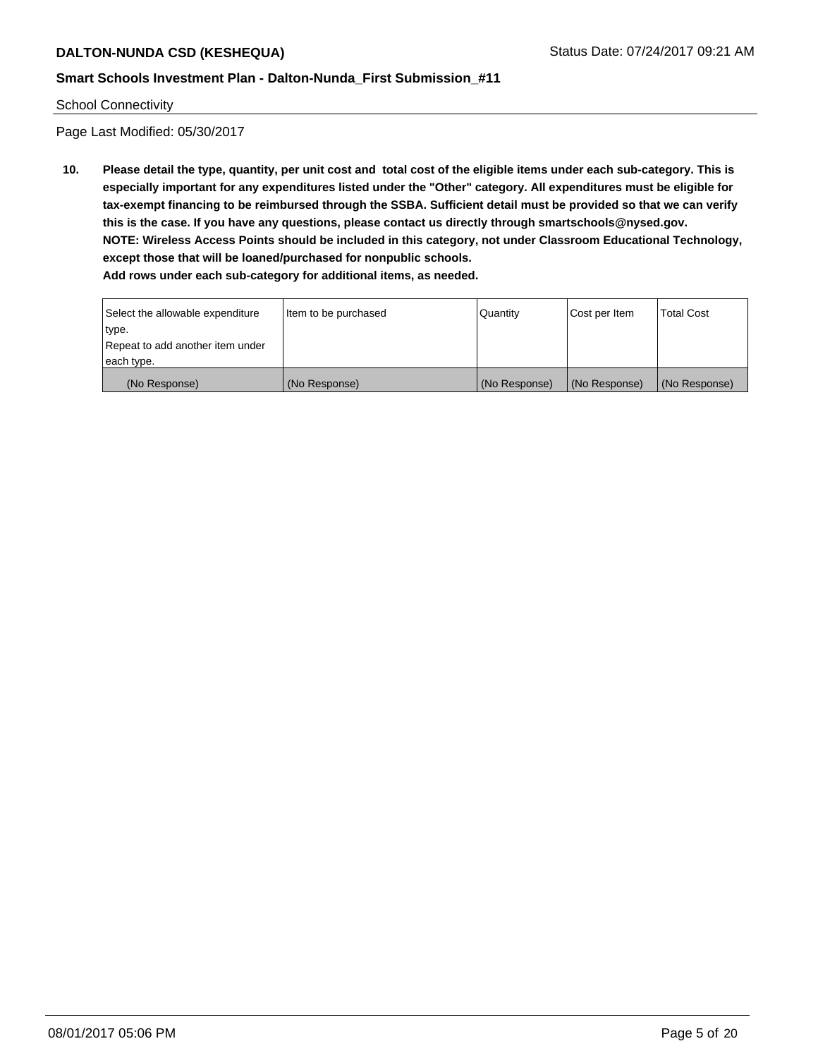School Connectivity

Page Last Modified: 05/30/2017

**10. Please detail the type, quantity, per unit cost and total cost of the eligible items under each sub-category. This is especially important for any expenditures listed under the "Other" category. All expenditures must be eligible for tax-exempt financing to be reimbursed through the SSBA. Sufficient detail must be provided so that we can verify this is the case. If you have any questions, please contact us directly through smartschools@nysed.gov. NOTE: Wireless Access Points should be included in this category, not under Classroom Educational Technology, except those that will be loaned/purchased for nonpublic schools. Add rows under each sub-category for additional items, as needed.**

| Select the allowable expenditure type. Repeat to add another item under each type. | Item to be purchased | Quantity | Cost per Item | Total Cost |
|---|---|---|---|---|
| (No Response) | (No Response) | (No Response) | (No Response) | (No Response) |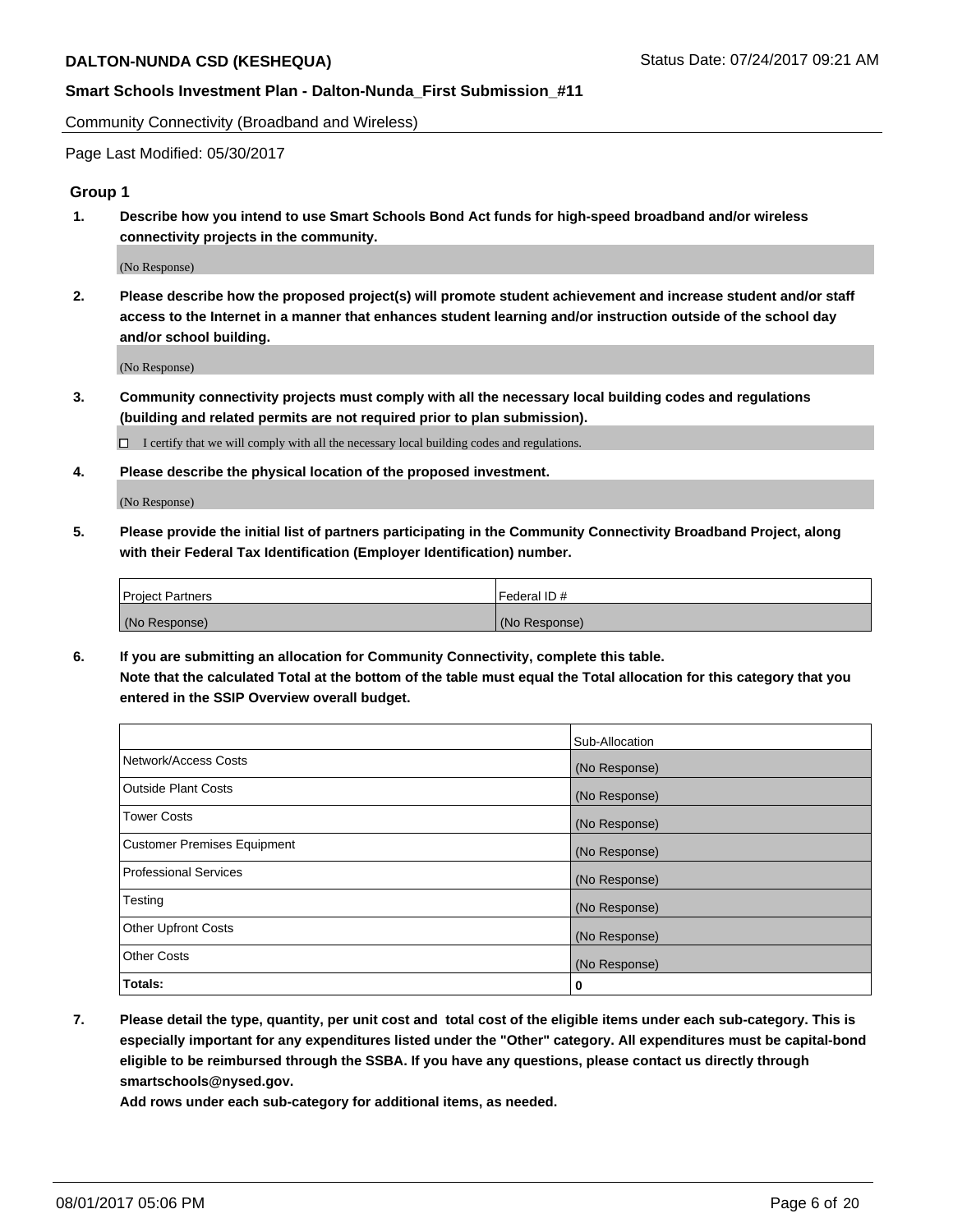Community Connectivity (Broadband and Wireless)

Page Last Modified: 05/30/2017

## Group 1

**1. Describe how you intend to use Smart Schools Bond Act funds for high-speed broadband and/or wireless connectivity projects in the community.**

(No Response)

**2. Please describe how the proposed project(s) will promote student achievement and increase student and/or staff access to the Internet in a manner that enhances student learning and/or instruction outside of the school day and/or school building.**

(No Response)

**3. Community connectivity projects must comply with all the necessary local building codes and regulations (building and related permits are not required prior to plan submission).**

☐ I certify that we will comply with all the necessary local building codes and regulations.

**4. Please describe the physical location of the proposed investment.**

(No Response)

**5. Please provide the initial list of partners participating in the Community Connectivity Broadband Project, along with their Federal Tax Identification (Employer Identification) number.**

| Project Partners | Federal ID # |
|---|---|
| (No Response) | (No Response) |

**6. If you are submitting an allocation for Community Connectivity, complete this table. Note that the calculated Total at the bottom of the table must equal the Total allocation for this category that you entered in the SSIP Overview overall budget.**

| | Sub-Allocation |
|---|---|
| Network/Access Costs | (No Response) |
| Outside Plant Costs | (No Response) |
| Tower Costs | (No Response) |
| Customer Premises Equipment | (No Response) |
| Professional Services | (No Response) |
| Testing | (No Response) |
| Other Upfront Costs | (No Response) |
| Other Costs | (No Response) |
| **Totals:** | **0** |

**7. Please detail the type, quantity, per unit cost and total cost of the eligible items under each sub-category. This is especially important for any expenditures listed under the "Other" category. All expenditures must be capital-bond eligible to be reimbursed through the SSBA. If you have any questions, please contact us directly through smartschools@nysed.gov.**
**Add rows under each sub-category for additional items, as needed.**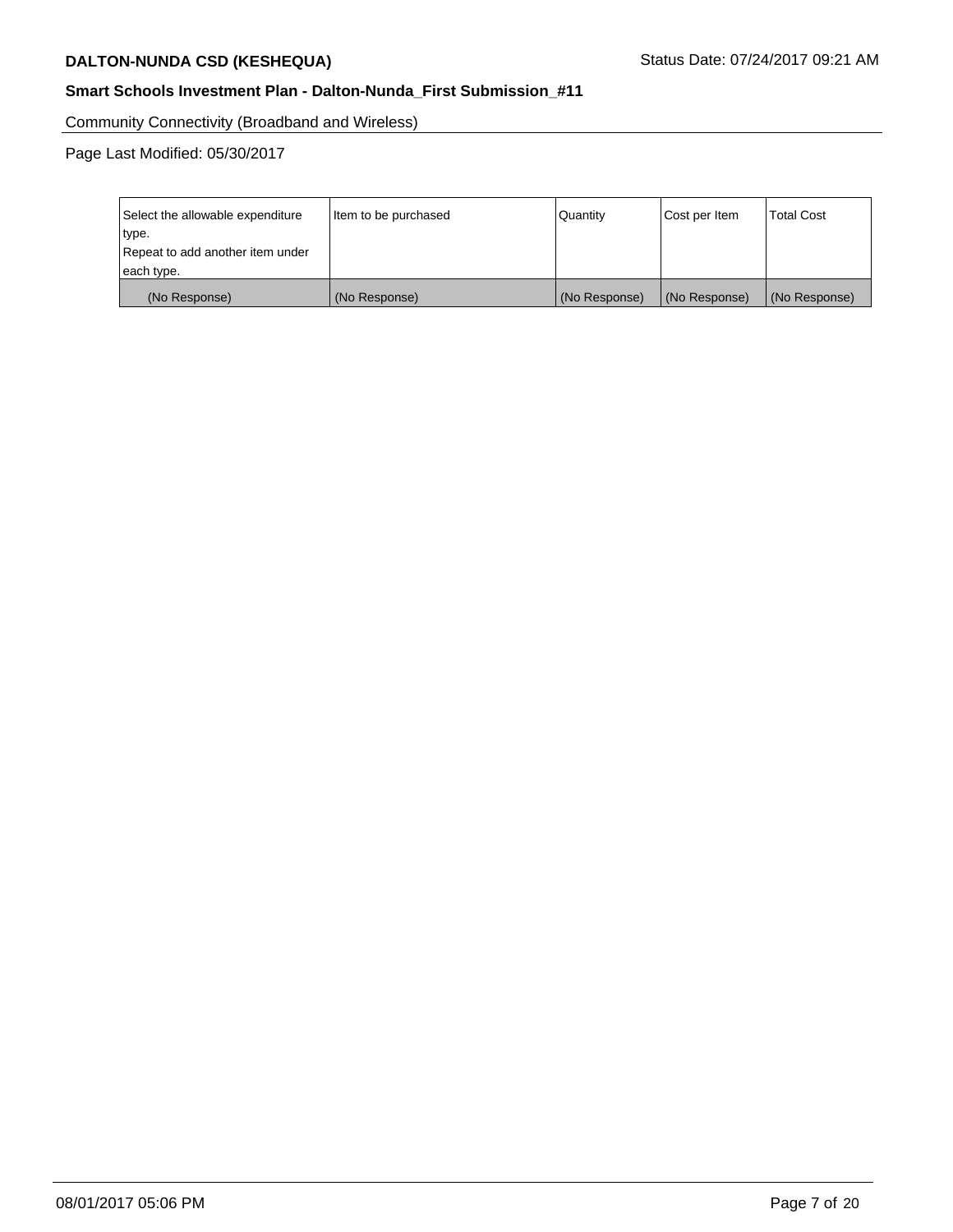Community Connectivity (Broadband and Wireless)

Page Last Modified: 05/30/2017

| Select the allowable expenditure type. Repeat to add another item under each type. | Item to be purchased | Quantity | Cost per Item | Total Cost |
|---|---|---|---|---|
| (No Response) | (No Response) | (No Response) | (No Response) | (No Response) |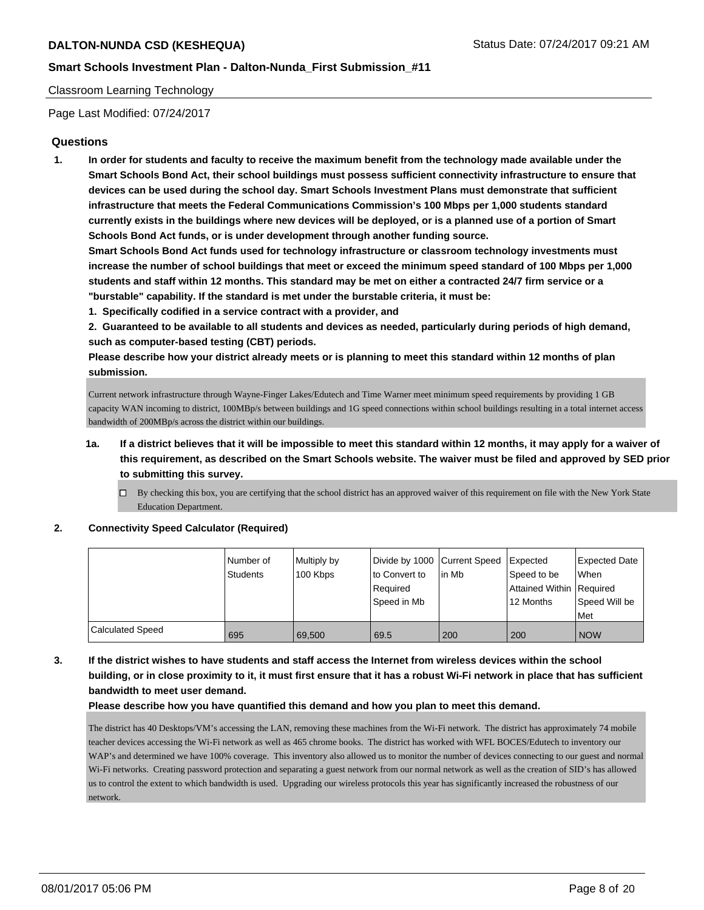Classroom Learning Technology

Page Last Modified: 07/24/2017

## Questions

1. **In order for students and faculty to receive the maximum benefit from the technology made available under the Smart Schools Bond Act, their school buildings must possess sufficient connectivity infrastructure to ensure that devices can be used during the school day. Smart Schools Investment Plans must demonstrate that sufficient infrastructure that meets the Federal Communications Commission's 100 Mbps per 1,000 students standard currently exists in the buildings where new devices will be deployed, or is a planned use of a portion of Smart Schools Bond Act funds, or is under development through another funding source.**

   **Smart Schools Bond Act funds used for technology infrastructure or classroom technology investments must increase the number of school buildings that meet or exceed the minimum speed standard of 100 Mbps per 1,000 students and staff within 12 months. This standard may be met on either a contracted 24/7 firm service or a "burstable" capability. If the standard is met under the burstable criteria, it must be:**

   **1. Specifically codified in a service contract with a provider, and**

   **2. Guaranteed to be available to all students and devices as needed, particularly during periods of high demand, such as computer-based testing (CBT) periods.**

   **Please describe how your district already meets or is planning to meet this standard within 12 months of plan submission.**

   Current network infrastructure through Wayne-Finger Lakes/Edutech and Time Warner meet minimum speed requirements by providing 1 GB capacity WAN incoming to district, 100MBp/s between buildings and 1G speed connections within school buildings resulting in a total internet access bandwidth of 200MBp/s across the district within our buildings.

   1a. **If a district believes that it will be impossible to meet this standard within 12 months, it may apply for a waiver of this requirement, as described on the Smart Schools website. The waiver must be filed and approved by SED prior to submitting this survey.**

   ☐ By checking this box, you are certifying that the school district has an approved waiver of this requirement on file with the New York State Education Department.

2. **Connectivity Speed Calculator (Required)**

| | Number of Students | Multiply by 100 Kbps | Divide by 1000 to Convert to Required Speed in Mb | Current Speed in Mb | Expected Speed to be Attained Within 12 Months | Expected Date When Required Speed Will be Met |
|---|---|---|---|---|---|---|
| Calculated Speed | 695 | 69,500 | 69.5 | 200 | 200 | NOW |

3. **If the district wishes to have students and staff access the Internet from wireless devices within the school building, or in close proximity to it, it must first ensure that it has a robust Wi-Fi network in place that has sufficient bandwidth to meet user demand.**

   **Please describe how you have quantified this demand and how you plan to meet this demand.**

   The district has 40 Desktops/VM's accessing the LAN, removing these machines from the Wi-Fi network. The district has approximately 74 mobile teacher devices accessing the Wi-Fi network as well as 465 chrome books. The district has worked with WFL BOCES/Edutech to inventory our WAP's and determined we have 100% coverage. This inventory also allowed us to monitor the number of devices connecting to our guest and normal Wi-Fi networks. Creating password protection and separating a guest network from our normal network as well as the creation of SID's has allowed us to control the extent to which bandwidth is used. Upgrading our wireless protocols this year has significantly increased the robustness of our network.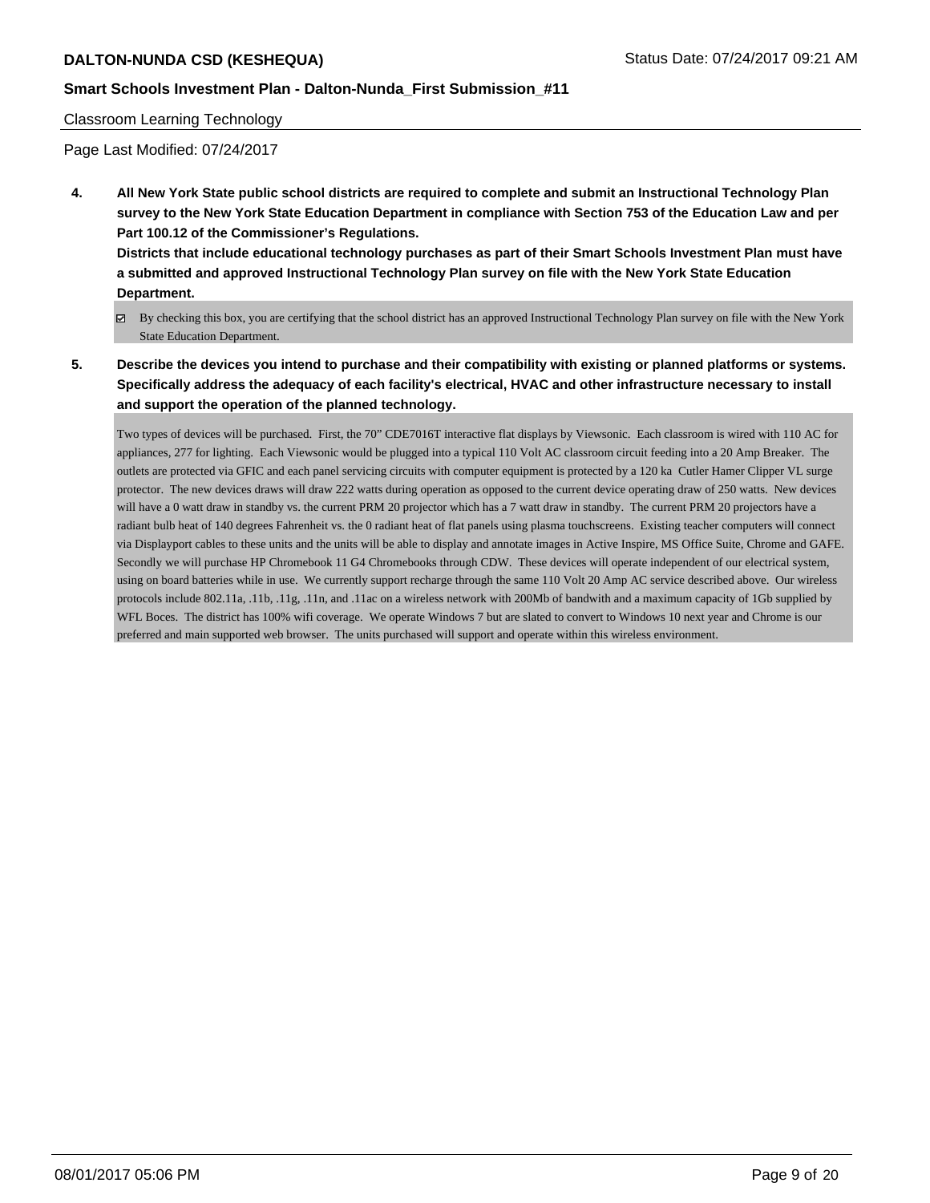Classroom Learning Technology

Page Last Modified: 07/24/2017

**4. All New York State public school districts are required to complete and submit an Instructional Technology Plan survey to the New York State Education Department in compliance with Section 753 of the Education Law and per Part 100.12 of the Commissioner's Regulations.**

**Districts that include educational technology purchases as part of their Smart Schools Investment Plan must have a submitted and approved Instructional Technology Plan survey on file with the New York State Education Department.**

☑ By checking this box, you are certifying that the school district has an approved Instructional Technology Plan survey on file with the New York State Education Department.

**5. Describe the devices you intend to purchase and their compatibility with existing or planned platforms or systems. Specifically address the adequacy of each facility's electrical, HVAC and other infrastructure necessary to install and support the operation of the planned technology.**

Two types of devices will be purchased. First, the 70" CDE7016T interactive flat displays by Viewsonic. Each classroom is wired with 110 AC for appliances, 277 for lighting. Each Viewsonic would be plugged into a typical 110 Volt AC classroom circuit feeding into a 20 Amp Breaker. The outlets are protected via GFIC and each panel servicing circuits with computer equipment is protected by a 120 ka Cutler Hamer Clipper VL surge protector. The new devices draws will draw 222 watts during operation as opposed to the current device operating draw of 250 watts. New devices will have a 0 watt draw in standby vs. the current PRM 20 projector which has a 7 watt draw in standby. The current PRM 20 projectors have a radiant bulb heat of 140 degrees Fahrenheit vs. the 0 radiant heat of flat panels using plasma touchscreens. Existing teacher computers will connect via Displayport cables to these units and the units will be able to display and annotate images in Active Inspire, MS Office Suite, Chrome and GAFE. Secondly we will purchase HP Chromebook 11 G4 Chromebooks through CDW. These devices will operate independent of our electrical system, using on board batteries while in use. We currently support recharge through the same 110 Volt 20 Amp AC service described above. Our wireless protocols include 802.11a, .11b, .11g, .11n, and .11ac on a wireless network with 200Mb of bandwith and a maximum capacity of 1Gb supplied by WFL Boces. The district has 100% wifi coverage. We operate Windows 7 but are slated to convert to Windows 10 next year and Chrome is our preferred and main supported web browser. The units purchased will support and operate within this wireless environment.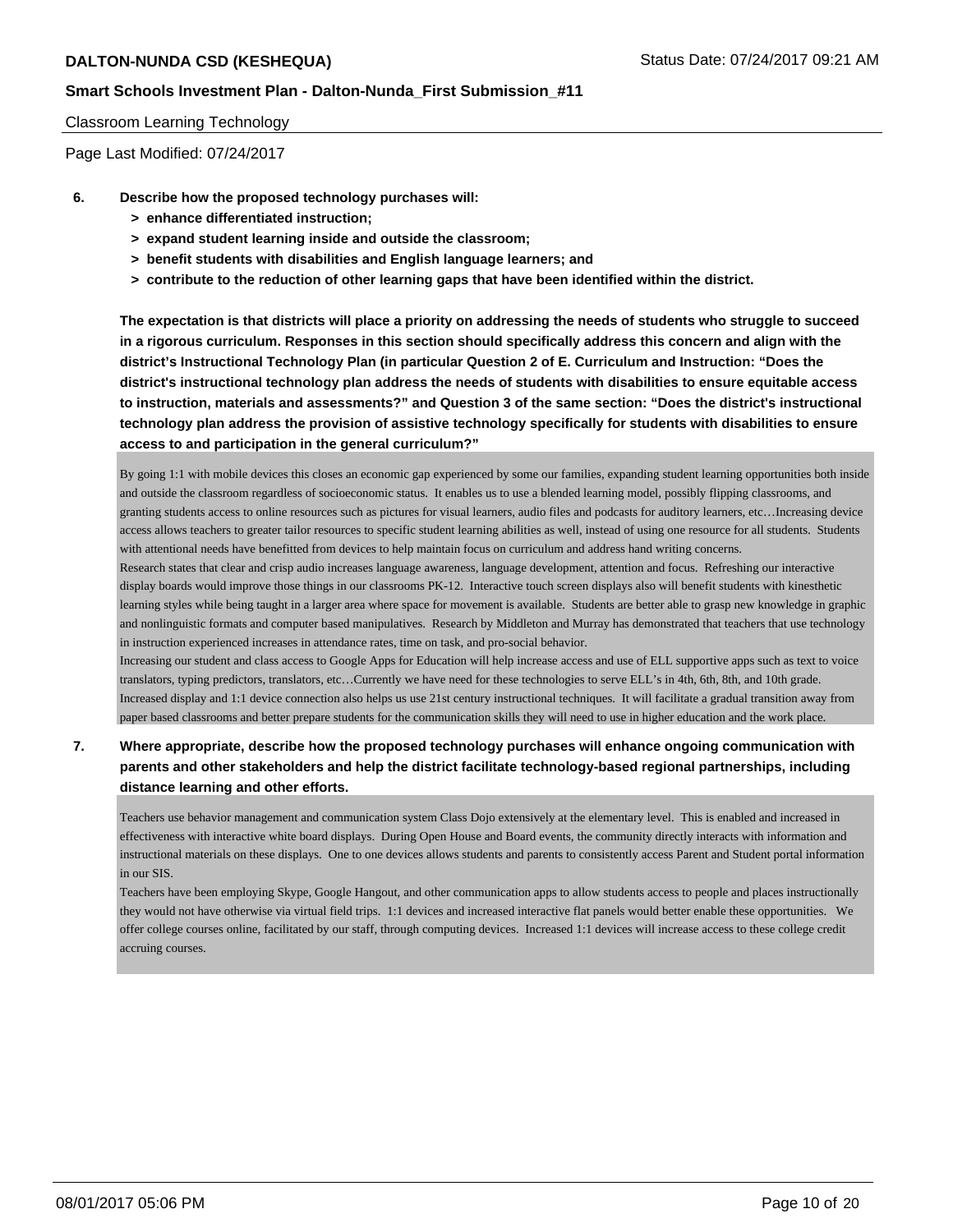Classroom Learning Technology

Page Last Modified: 07/24/2017

**6. Describe how the proposed technology purchases will:**

- **> enhance differentiated instruction;**
- **> expand student learning inside and outside the classroom;**
- **> benefit students with disabilities and English language learners; and**
- **> contribute to the reduction of other learning gaps that have been identified within the district.**

**The expectation is that districts will place a priority on addressing the needs of students who struggle to succeed in a rigorous curriculum. Responses in this section should specifically address this concern and align with the district's Instructional Technology Plan (in particular Question 2 of E. Curriculum and Instruction: "Does the district's instructional technology plan address the needs of students with disabilities to ensure equitable access to instruction, materials and assessments?" and Question 3 of the same section: "Does the district's instructional technology plan address the provision of assistive technology specifically for students with disabilities to ensure access to and participation in the general curriculum?"**

By going 1:1 with mobile devices this closes an economic gap experienced by some our families, expanding student learning opportunities both inside and outside the classroom regardless of socioeconomic status. It enables us to use a blended learning model, possibly flipping classrooms, and granting students access to online resources such as pictures for visual learners, audio files and podcasts for auditory learners, etc…Increasing device access allows teachers to greater tailor resources to specific student learning abilities as well, instead of using one resource for all students. Students with attentional needs have benefitted from devices to help maintain focus on curriculum and address hand writing concerns.
Research states that clear and crisp audio increases language awareness, language development, attention and focus. Refreshing our interactive display boards would improve those things in our classrooms PK-12. Interactive touch screen displays also will benefit students with kinesthetic learning styles while being taught in a larger area where space for movement is available. Students are better able to grasp new knowledge in graphic and nonlinguistic formats and computer based manipulatives. Research by Middleton and Murray has demonstrated that teachers that use technology in instruction experienced increases in attendance rates, time on task, and pro-social behavior.
Increasing our student and class access to Google Apps for Education will help increase access and use of ELL supportive apps such as text to voice translators, typing predictors, translators, etc…Currently we have need for these technologies to serve ELL's in 4th, 6th, 8th, and 10th grade.
Increased display and 1:1 device connection also helps us use 21st century instructional techniques. It will facilitate a gradual transition away from paper based classrooms and better prepare students for the communication skills they will need to use in higher education and the work place.

**7. Where appropriate, describe how the proposed technology purchases will enhance ongoing communication with parents and other stakeholders and help the district facilitate technology-based regional partnerships, including distance learning and other efforts.**

Teachers use behavior management and communication system Class Dojo extensively at the elementary level. This is enabled and increased in effectiveness with interactive white board displays. During Open House and Board events, the community directly interacts with information and instructional materials on these displays. One to one devices allows students and parents to consistently access Parent and Student portal information in our SIS.
Teachers have been employing Skype, Google Hangout, and other communication apps to allow students access to people and places instructionally they would not have otherwise via virtual field trips. 1:1 devices and increased interactive flat panels would better enable these opportunities. We offer college courses online, facilitated by our staff, through computing devices. Increased 1:1 devices will increase access to these college credit accruing courses.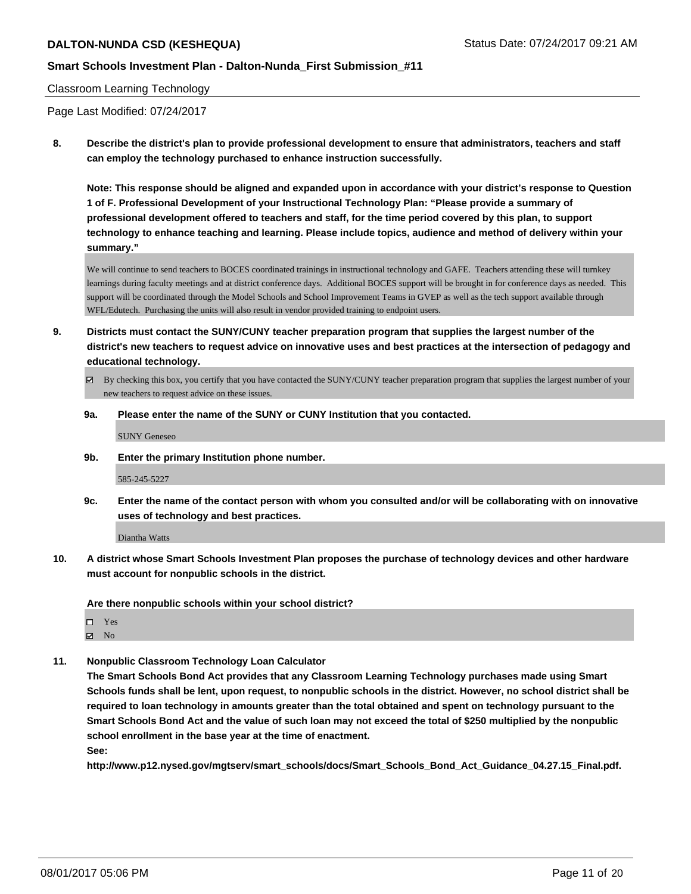Classroom Learning Technology

Page Last Modified: 07/24/2017

**8. Describe the district's plan to provide professional development to ensure that administrators, teachers and staff can employ the technology purchased to enhance instruction successfully.**

**Note: This response should be aligned and expanded upon in accordance with your district's response to Question 1 of F. Professional Development of your Instructional Technology Plan: "Please provide a summary of professional development offered to teachers and staff, for the time period covered by this plan, to support technology to enhance teaching and learning. Please include topics, audience and method of delivery within your summary."**

We will continue to send teachers to BOCES coordinated trainings in instructional technology and GAFE. Teachers attending these will turnkey learnings during faculty meetings and at district conference days. Additional BOCES support will be brought in for conference days as needed. This support will be coordinated through the Model Schools and School Improvement Teams in GVEP as well as the tech support available through WFL/Edutech. Purchasing the units will also result in vendor provided training to endpoint users.

**9. Districts must contact the SUNY/CUNY teacher preparation program that supplies the largest number of the district's new teachers to request advice on innovative uses and best practices at the intersection of pedagogy and educational technology.**

☑ By checking this box, you certify that you have contacted the SUNY/CUNY teacher preparation program that supplies the largest number of your new teachers to request advice on these issues.

**9a. Please enter the name of the SUNY or CUNY Institution that you contacted.**

SUNY Geneseo

**9b. Enter the primary Institution phone number.**

585-245-5227

**9c. Enter the name of the contact person with whom you consulted and/or will be collaborating with on innovative uses of technology and best practices.**

Diantha Watts

**10. A district whose Smart Schools Investment Plan proposes the purchase of technology devices and other hardware must account for nonpublic schools in the district.**

**Are there nonpublic schools within your school district?**

☐ Yes
☑ No

**11. Nonpublic Classroom Technology Loan Calculator**

**The Smart Schools Bond Act provides that any Classroom Learning Technology purchases made using Smart Schools funds shall be lent, upon request, to nonpublic schools in the district. However, no school district shall be required to loan technology in amounts greater than the total obtained and spent on technology pursuant to the Smart Schools Bond Act and the value of such loan may not exceed the total of $250 multiplied by the nonpublic school enrollment in the base year at the time of enactment.**

**See:**

**http://www.p12.nysed.gov/mgtserv/smart_schools/docs/Smart_Schools_Bond_Act_Guidance_04.27.15_Final.pdf.**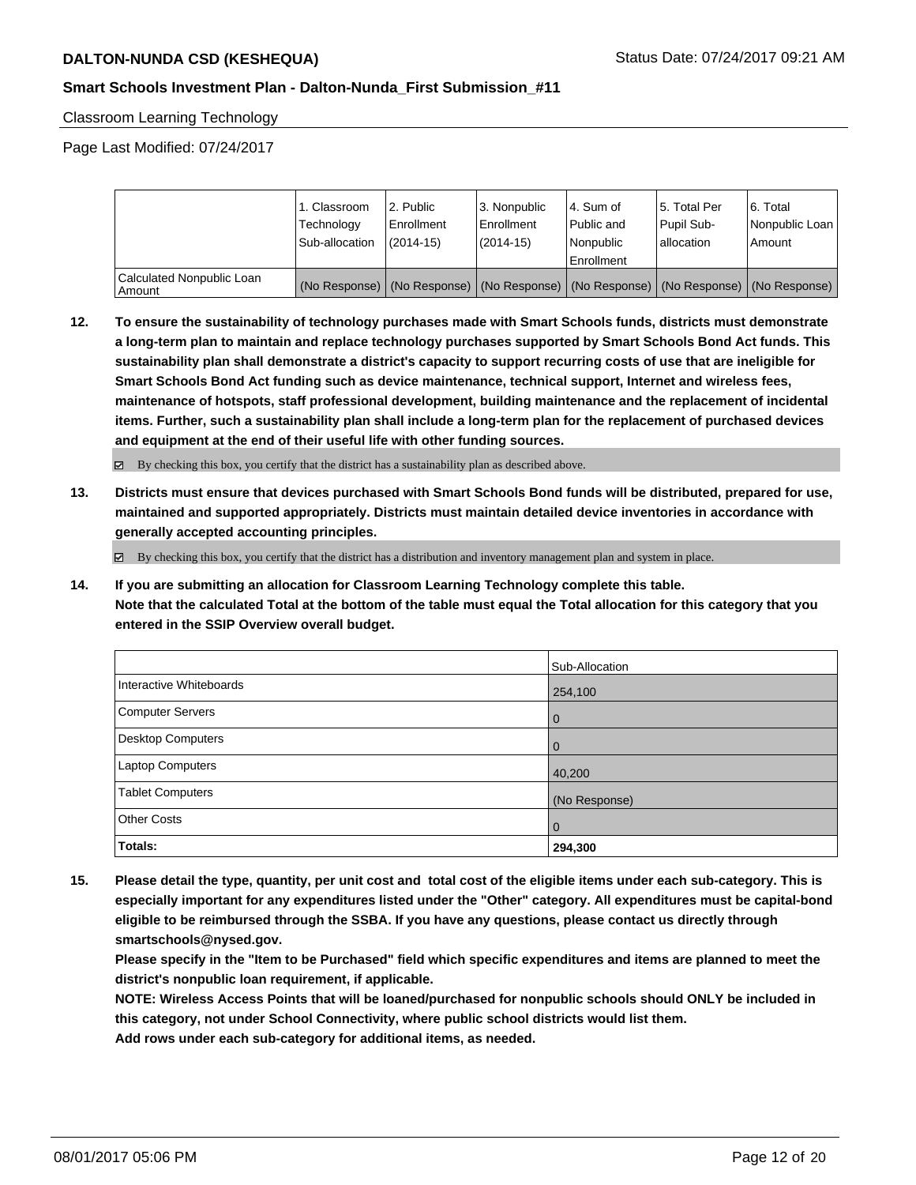Classroom Learning Technology

Page Last Modified: 07/24/2017

| | 1. Classroom Technology Sub-allocation | 2. Public Enrollment (2014-15) | 3. Nonpublic Enrollment (2014-15) | 4. Sum of Public and Nonpublic Enrollment | 5. Total Per Pupil Sub-allocation | 6. Total Nonpublic Loan Amount |
|---|---|---|---|---|---|---|
| Calculated Nonpublic Loan Amount | (No Response) | (No Response) | (No Response) | (No Response) | (No Response) | (No Response) |

**12. To ensure the sustainability of technology purchases made with Smart Schools funds, districts must demonstrate a long-term plan to maintain and replace technology purchases supported by Smart Schools Bond Act funds. This sustainability plan shall demonstrate a district's capacity to support recurring costs of use that are ineligible for Smart Schools Bond Act funding such as device maintenance, technical support, Internet and wireless fees, maintenance of hotspots, staff professional development, building maintenance and the replacement of incidental items. Further, such a sustainability plan shall include a long-term plan for the replacement of purchased devices and equipment at the end of their useful life with other funding sources.**

☑ By checking this box, you certify that the district has a sustainability plan as described above.

**13. Districts must ensure that devices purchased with Smart Schools Bond funds will be distributed, prepared for use, maintained and supported appropriately. Districts must maintain detailed device inventories in accordance with generally accepted accounting principles.**

☑ By checking this box, you certify that the district has a distribution and inventory management plan and system in place.

**14. If you are submitting an allocation for Classroom Learning Technology complete this table. Note that the calculated Total at the bottom of the table must equal the Total allocation for this category that you entered in the SSIP Overview overall budget.**

| | Sub-Allocation |
|---|---|
| Interactive Whiteboards | 254,100 |
| Computer Servers | 0 |
| Desktop Computers | 0 |
| Laptop Computers | 40,200 |
| Tablet Computers | (No Response) |
| Other Costs | 0 |
| **Totals:** | **294,300** |

**15. Please detail the type, quantity, per unit cost and total cost of the eligible items under each sub-category. This is especially important for any expenditures listed under the "Other" category. All expenditures must be capital-bond eligible to be reimbursed through the SSBA. If you have any questions, please contact us directly through smartschools@nysed.gov.**

**Please specify in the "Item to be Purchased" field which specific expenditures and items are planned to meet the district's nonpublic loan requirement, if applicable.**

**NOTE: Wireless Access Points that will be loaned/purchased for nonpublic schools should ONLY be included in this category, not under School Connectivity, where public school districts would list them.**

**Add rows under each sub-category for additional items, as needed.**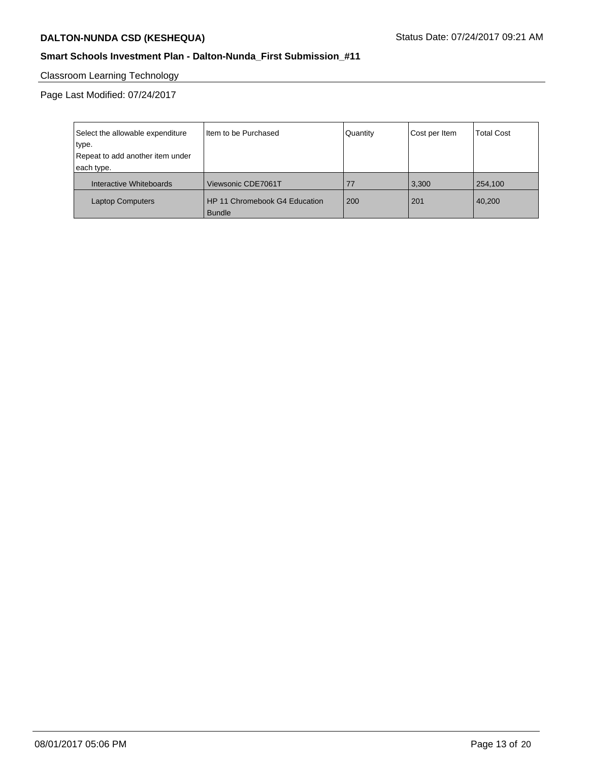## Classroom Learning Technology

Page Last Modified: 07/24/2017

| Select the allowable expenditure type. Repeat to add another item under each type. | Item to be Purchased | Quantity | Cost per Item | Total Cost |
|---|---|---|---|---|
| Interactive Whiteboards | Viewsonic CDE7061T | 77 | 3,300 | 254,100 |
| Laptop Computers | HP 11 Chromebook G4 Education Bundle | 200 | 201 | 40,200 |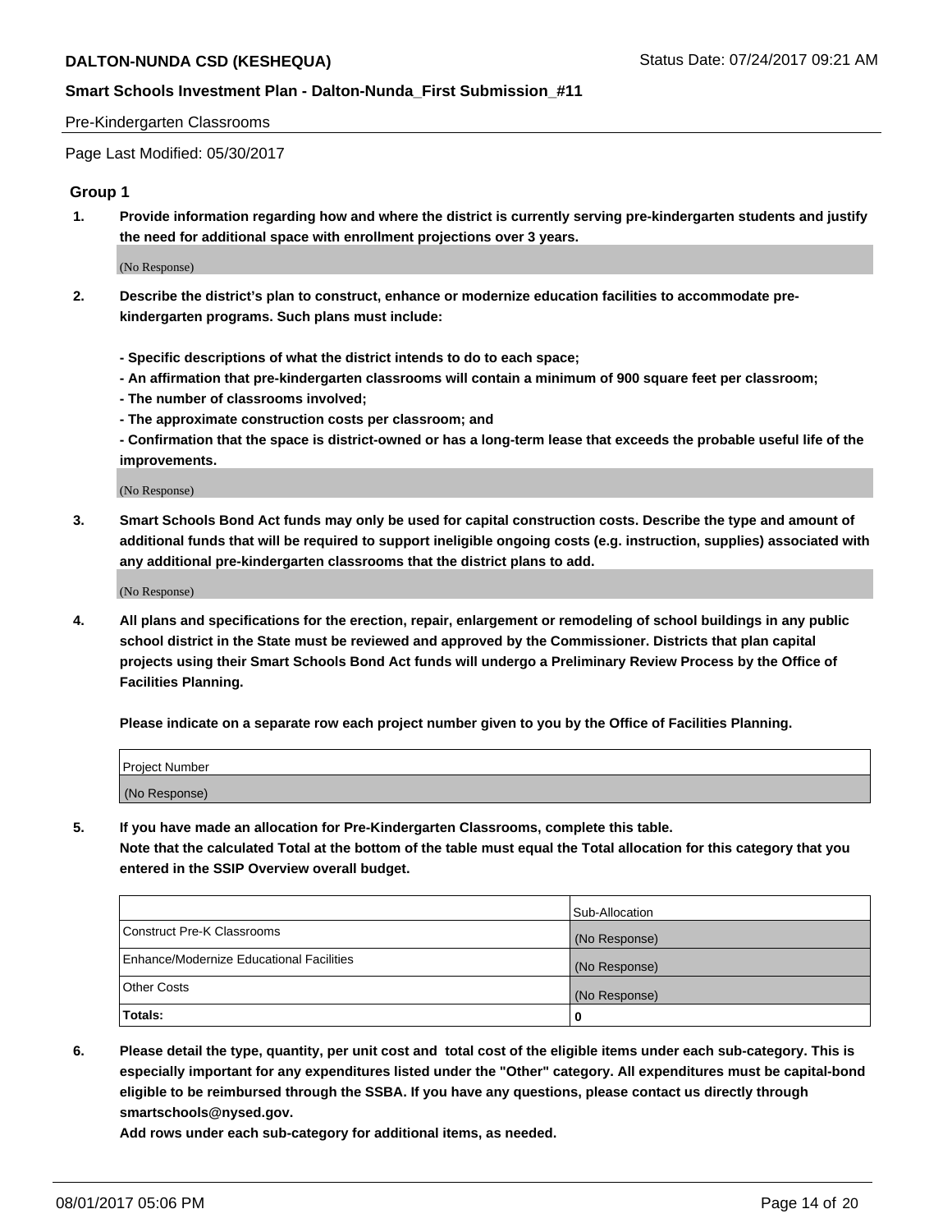Pre-Kindergarten Classrooms

Page Last Modified: 05/30/2017

### Group 1

1. **Provide information regarding how and where the district is currently serving pre-kindergarten students and justify the need for additional space with enrollment projections over 3 years.**

   (No Response)

2. **Describe the district's plan to construct, enhance or modernize education facilities to accommodate pre-kindergarten programs. Such plans must include:**

   **- Specific descriptions of what the district intends to do to each space;**
   **- An affirmation that pre-kindergarten classrooms will contain a minimum of 900 square feet per classroom;**
   **- The number of classrooms involved;**
   **- The approximate construction costs per classroom; and**
   **- Confirmation that the space is district-owned or has a long-term lease that exceeds the probable useful life of the improvements.**

   (No Response)

3. **Smart Schools Bond Act funds may only be used for capital construction costs. Describe the type and amount of additional funds that will be required to support ineligible ongoing costs (e.g. instruction, supplies) associated with any additional pre-kindergarten classrooms that the district plans to add.**

   (No Response)

4. **All plans and specifications for the erection, repair, enlargement or remodeling of school buildings in any public school district in the State must be reviewed and approved by the Commissioner. Districts that plan capital projects using their Smart Schools Bond Act funds will undergo a Preliminary Review Process by the Office of Facilities Planning.**

   **Please indicate on a separate row each project number given to you by the Office of Facilities Planning.**

| Project Number |
|---|
| (No Response) |

5. **If you have made an allocation for Pre-Kindergarten Classrooms, complete this table.**
   **Note that the calculated Total at the bottom of the table must equal the Total allocation for this category that you entered in the SSIP Overview overall budget.**

| | Sub-Allocation |
|---|---|
| Construct Pre-K Classrooms | (No Response) |
| Enhance/Modernize Educational Facilities | (No Response) |
| Other Costs | (No Response) |
| **Totals:** | 0 |

6. **Please detail the type, quantity, per unit cost and total cost of the eligible items under each sub-category. This is especially important for any expenditures listed under the "Other" category. All expenditures must be capital-bond eligible to be reimbursed through the SSBA. If you have any questions, please contact us directly through smartschools@nysed.gov.**
   **Add rows under each sub-category for additional items, as needed.**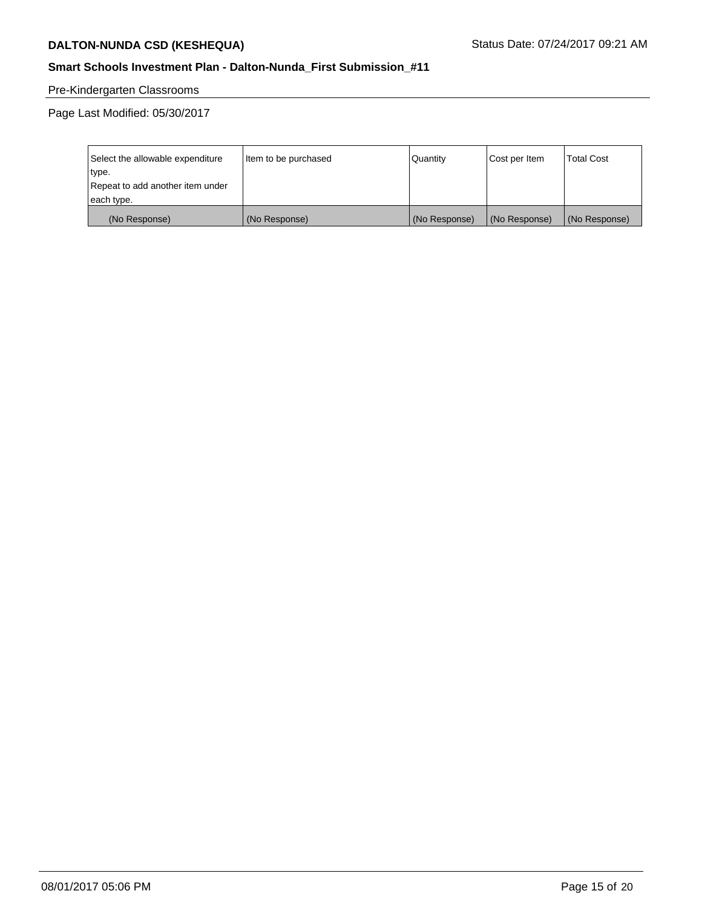Pre-Kindergarten Classrooms

Page Last Modified: 05/30/2017

| Select the allowable expenditure type.<br>Repeat to add another item under each type. | Item to be purchased | Quantity | Cost per Item | Total Cost |
|---|---|---|---|---|
| (No Response) | (No Response) | (No Response) | (No Response) | (No Response) |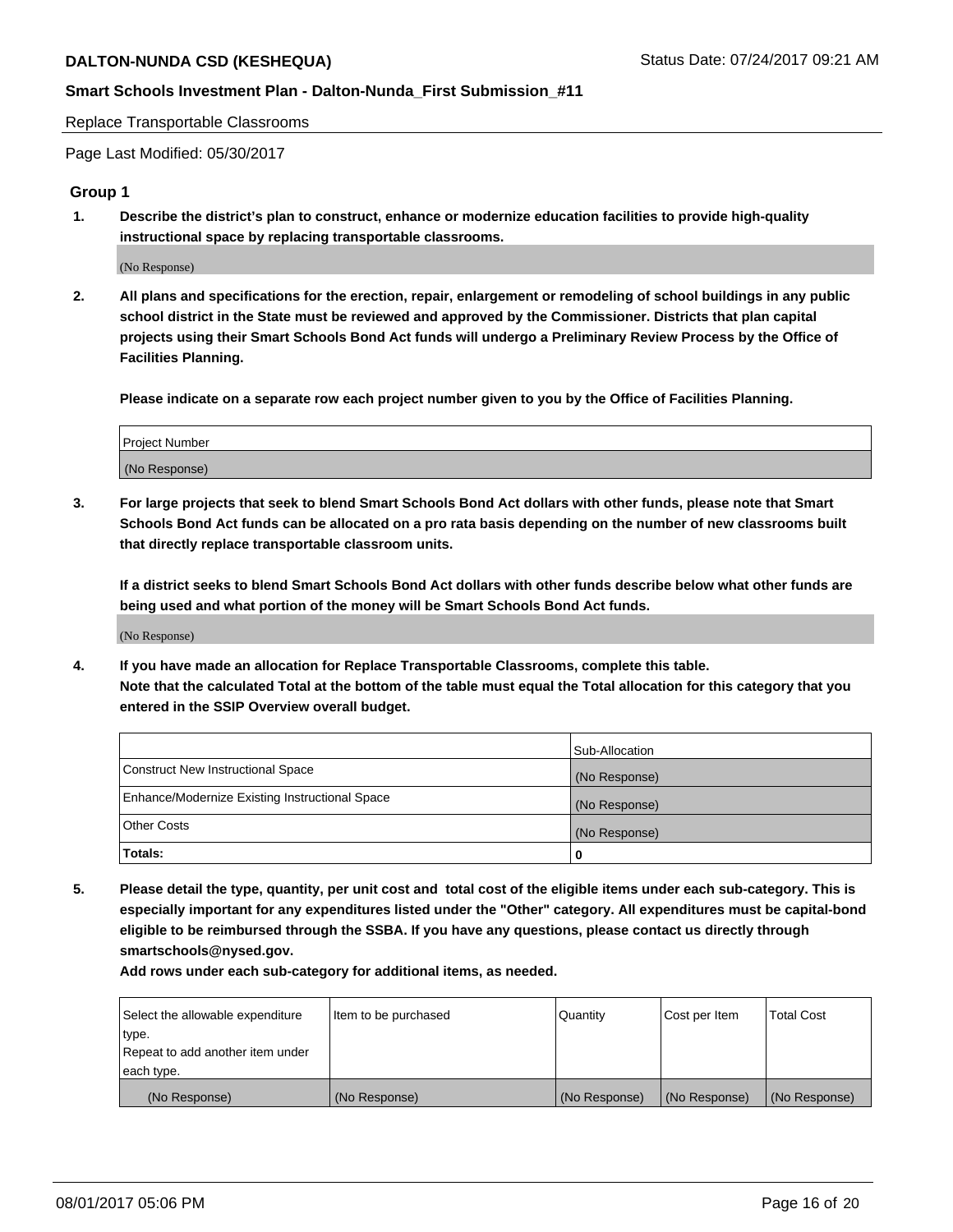Replace Transportable Classrooms

Page Last Modified: 05/30/2017

## Group 1

**1. Describe the district's plan to construct, enhance or modernize education facilities to provide high-quality instructional space by replacing transportable classrooms.**

(No Response)

**2. All plans and specifications for the erection, repair, enlargement or remodeling of school buildings in any public school district in the State must be reviewed and approved by the Commissioner. Districts that plan capital projects using their Smart Schools Bond Act funds will undergo a Preliminary Review Process by the Office of Facilities Planning.**

**Please indicate on a separate row each project number given to you by the Office of Facilities Planning.**

| Project Number |
| --- |
| (No Response) |

**3. For large projects that seek to blend Smart Schools Bond Act dollars with other funds, please note that Smart Schools Bond Act funds can be allocated on a pro rata basis depending on the number of new classrooms built that directly replace transportable classroom units.**

**If a district seeks to blend Smart Schools Bond Act dollars with other funds describe below what other funds are being used and what portion of the money will be Smart Schools Bond Act funds.**

(No Response)

**4. If you have made an allocation for Replace Transportable Classrooms, complete this table. Note that the calculated Total at the bottom of the table must equal the Total allocation for this category that you entered in the SSIP Overview overall budget.**

| | Sub-Allocation |
| --- | --- |
| Construct New Instructional Space | (No Response) |
| Enhance/Modernize Existing Instructional Space | (No Response) |
| Other Costs | (No Response) |
| **Totals:** | 0 |

**5. Please detail the type, quantity, per unit cost and total cost of the eligible items under each sub-category. This is especially important for any expenditures listed under the "Other" category. All expenditures must be capital-bond eligible to be reimbursed through the SSBA. If you have any questions, please contact us directly through smartschools@nysed.gov.**

**Add rows under each sub-category for additional items, as needed.**

| Select the allowable expenditure type. Repeat to add another item under each type. | Item to be purchased | Quantity | Cost per Item | Total Cost |
| --- | --- | --- | --- | --- |
| (No Response) | (No Response) | (No Response) | (No Response) | (No Response) |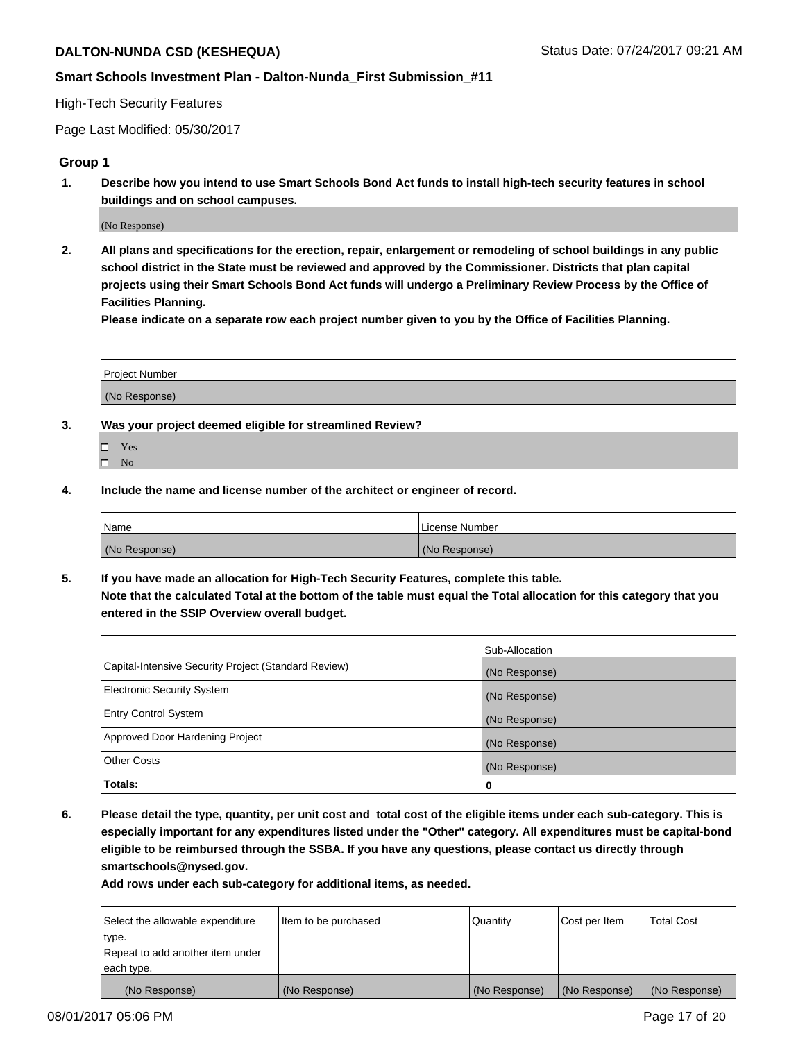**DALTON-NUNDA CSD (KESHEQUA)** Status Date: 07/24/2017 09:21 AM

**Smart Schools Investment Plan - Dalton-Nunda_First Submission_#11**

High-Tech Security Features

Page Last Modified: 05/30/2017

## Group 1

1. **Describe how you intend to use Smart Schools Bond Act funds to install high-tech security features in school buildings and on school campuses.**

   (No Response)

2. **All plans and specifications for the erection, repair, enlargement or remodeling of school buildings in any public school district in the State must be reviewed and approved by the Commissioner. Districts that plan capital projects using their Smart Schools Bond Act funds will undergo a Preliminary Review Process by the Office of Facilities Planning.**

   **Please indicate on a separate row each project number given to you by the Office of Facilities Planning.**

| Project Number |
|---|
| (No Response) |

3. **Was your project deemed eligible for streamlined Review?**

   - ☐ Yes
   - ☐ No

4. **Include the name and license number of the architect or engineer of record.**

| Name | License Number |
|---|---|
| (No Response) | (No Response) |

5. **If you have made an allocation for High-Tech Security Features, complete this table.**
   **Note that the calculated Total at the bottom of the table must equal the Total allocation for this category that you entered in the SSIP Overview overall budget.**

| | Sub-Allocation |
|---|---|
| Capital-Intensive Security Project (Standard Review) | (No Response) |
| Electronic Security System | (No Response) |
| Entry Control System | (No Response) |
| Approved Door Hardening Project | (No Response) |
| Other Costs | (No Response) |
| **Totals:** | **0** |

6. **Please detail the type, quantity, per unit cost and total cost of the eligible items under each sub-category. This is especially important for any expenditures listed under the "Other" category. All expenditures must be capital-bond eligible to be reimbursed through the SSBA. If you have any questions, please contact us directly through smartschools@nysed.gov.**

   **Add rows under each sub-category for additional items, as needed.**

| Select the allowable expenditure type. Repeat to add another item under each type. | Item to be purchased | Quantity | Cost per Item | Total Cost |
|---|---|---|---|---|
| (No Response) | (No Response) | (No Response) | (No Response) | (No Response) |

08/01/2017 05:06 PM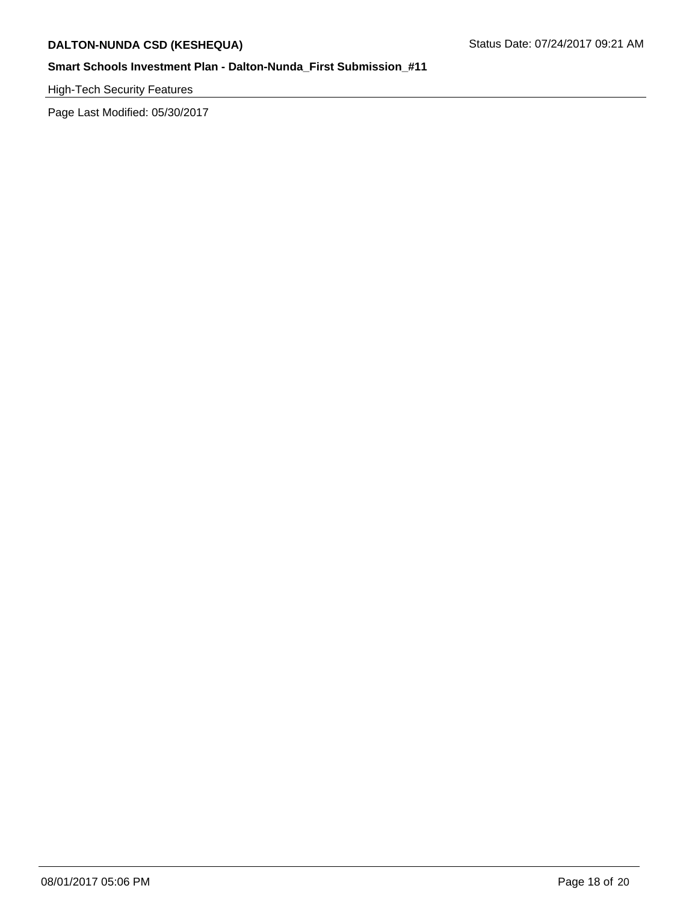High-Tech Security Features

Page Last Modified: 05/30/2017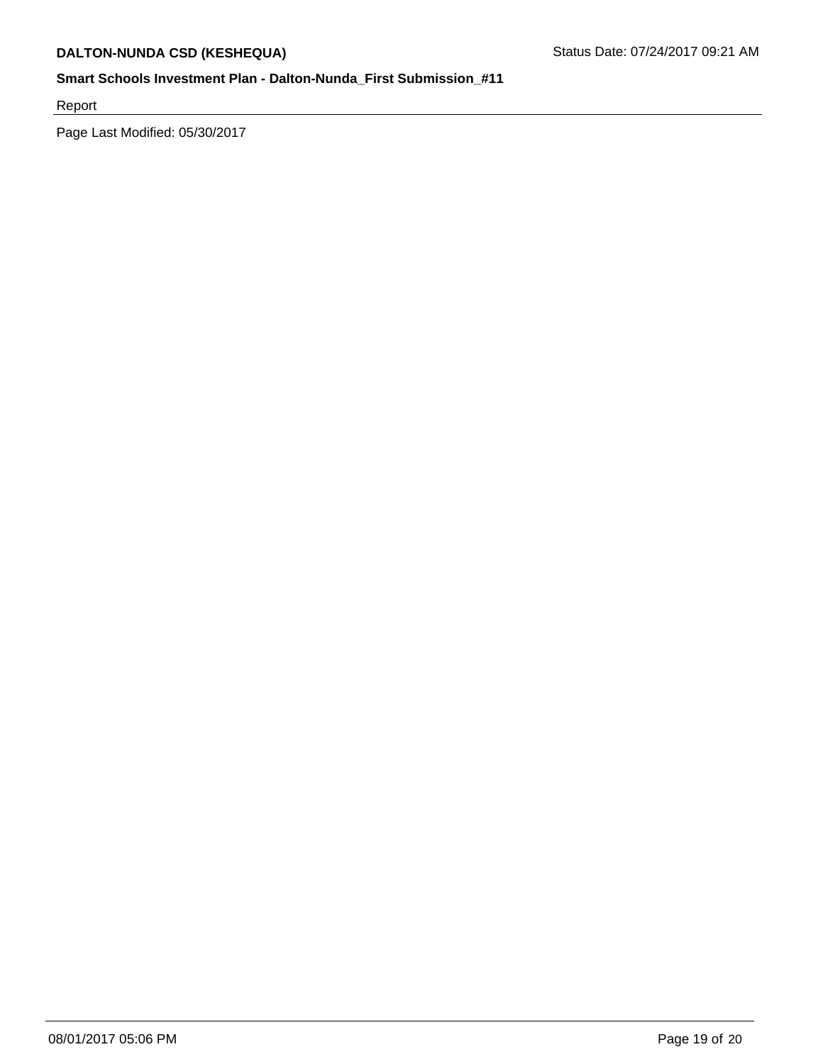Report

Page Last Modified: 05/30/2017